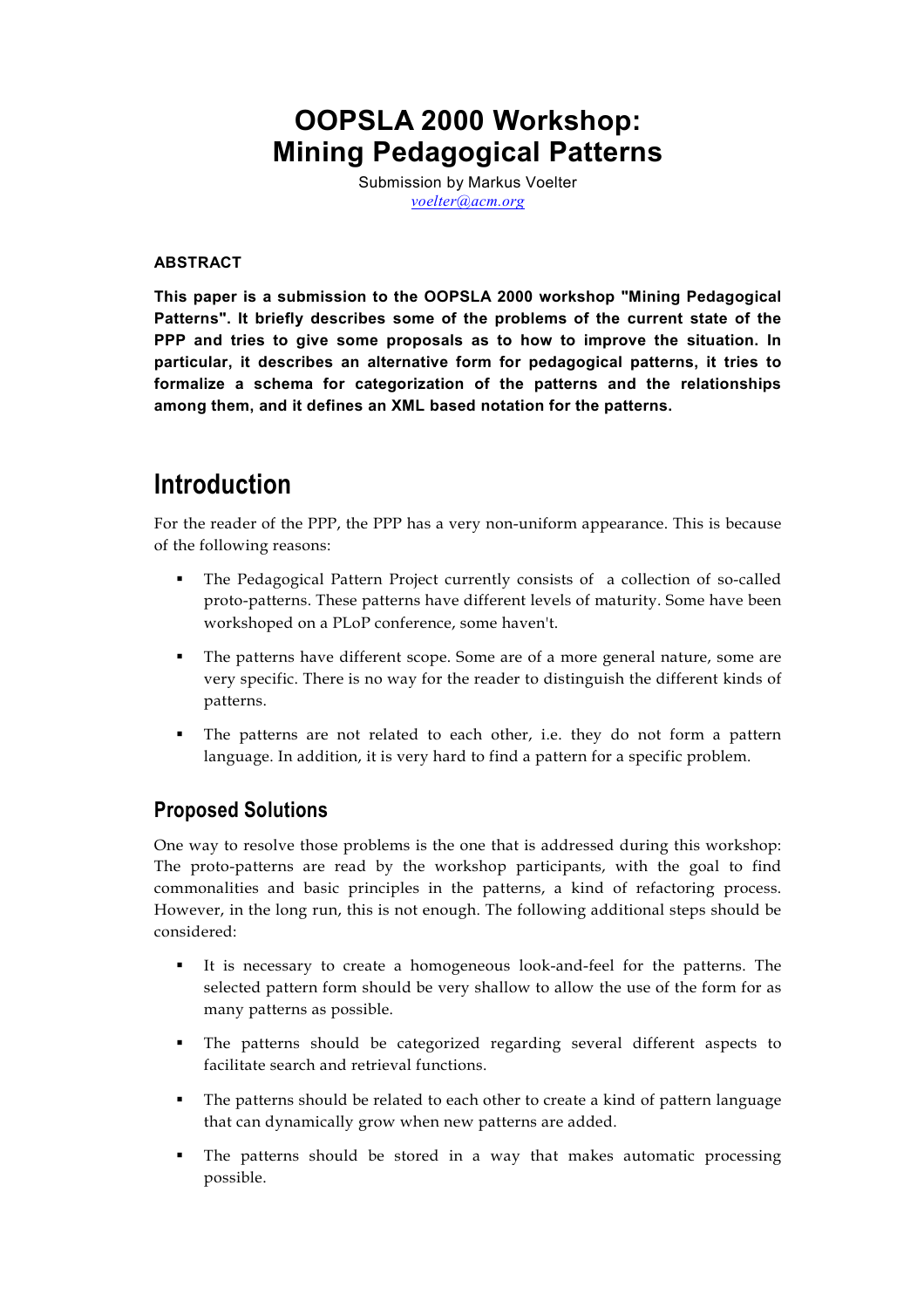# OOPSLA 2000 Workshop: Mining Pedagogical Patterns

Submission by Markus Voelter
*voelter@acm.org*

### ABSTRACT

**This paper is a submission to the OOPSLA 2000 workshop "Mining Pedagogical Patterns". It briefly describes some of the problems of the current state of the PPP and tries to give some proposals as to how to improve the situation. In particular, it describes an alternative form for pedagogical patterns, it tries to formalize a schema for categorization of the patterns and the relationships among them, and it defines an XML based notation for the patterns.**

## Introduction

For the reader of the PPP, the PPP has a very non-uniform appearance. This is because of the following reasons:

- The Pedagogical Pattern Project currently consists of a collection of so-called proto-patterns. These patterns have different levels of maturity. Some have been workshoped on a PLoP conference, some haven't.
- The patterns have different scope. Some are of a more general nature, some are very specific. There is no way for the reader to distinguish the different kinds of patterns.
- The patterns are not related to each other, i.e. they do not form a pattern language. In addition, it is very hard to find a pattern for a specific problem.

### Proposed Solutions

One way to resolve those problems is the one that is addressed during this workshop: The proto-patterns are read by the workshop participants, with the goal to find commonalities and basic principles in the patterns, a kind of refactoring process. However, in the long run, this is not enough. The following additional steps should be considered:

- It is necessary to create a homogeneous look-and-feel for the patterns. The selected pattern form should be very shallow to allow the use of the form for as many patterns as possible.
- The patterns should be categorized regarding several different aspects to facilitate search and retrieval functions.
- The patterns should be related to each other to create a kind of pattern language that can dynamically grow when new patterns are added.
- The patterns should be stored in a way that makes automatic processing possible.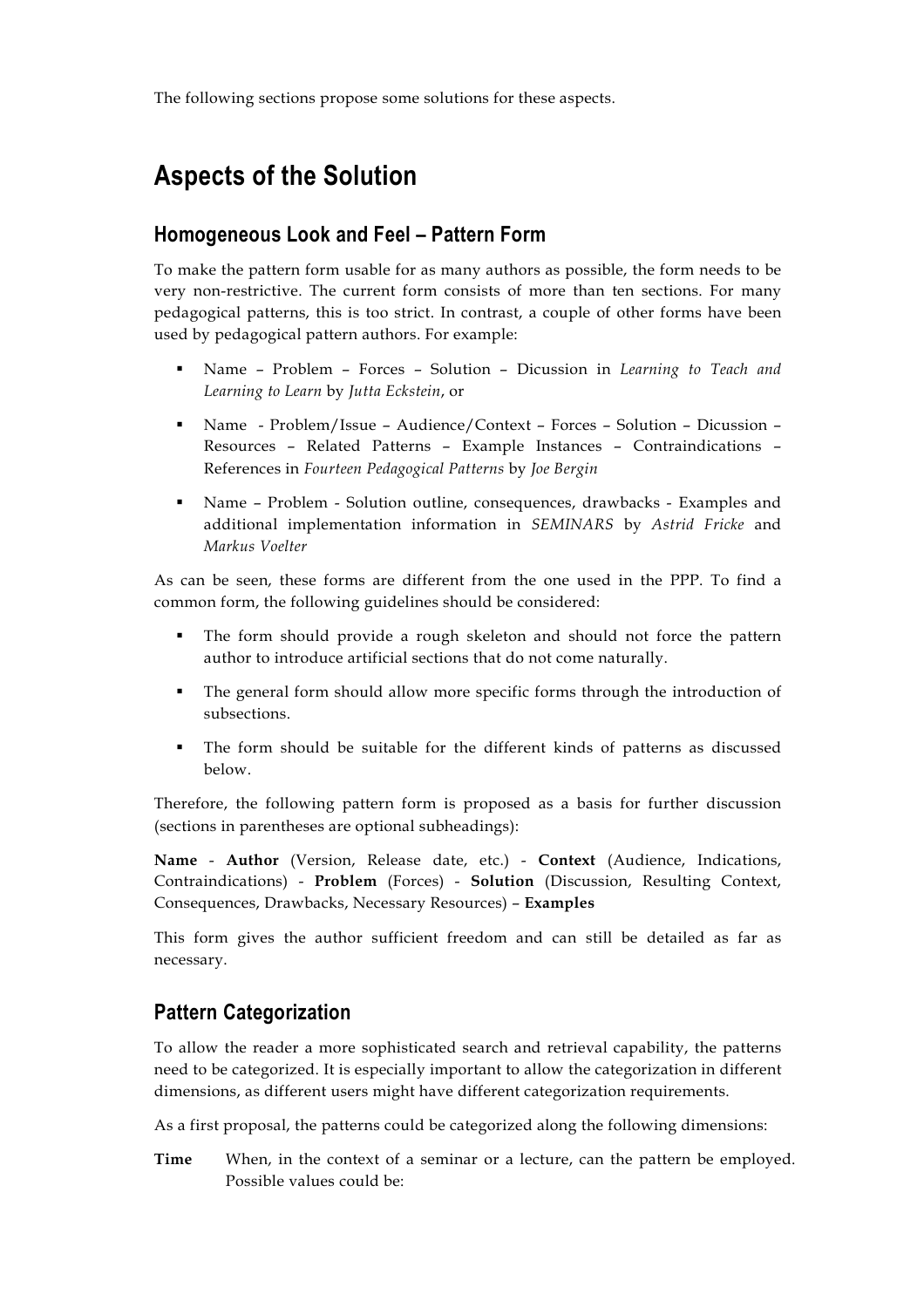The following sections propose some solutions for these aspects.

# Aspects of the Solution

## Homogeneous Look and Feel – Pattern Form

To make the pattern form usable for as many authors as possible, the form needs to be very non-restrictive. The current form consists of more than ten sections. For many pedagogical patterns, this is too strict. In contrast, a couple of other forms have been used by pedagogical pattern authors. For example:

- Name – Problem – Forces – Solution – Dicussion in *Learning to Teach and Learning to Learn* by *Jutta Eckstein*, or
- Name - Problem/Issue – Audience/Context – Forces – Solution – Dicussion – Resources – Related Patterns – Example Instances – Contraindications – References in *Fourteen Pedagogical Patterns* by *Joe Bergin*
- Name – Problem - Solution outline, consequences, drawbacks - Examples and additional implementation information in *SEMINARS* by *Astrid Fricke* and *Markus Voelter*

As can be seen, these forms are different from the one used in the PPP. To find a common form, the following guidelines should be considered:

- The form should provide a rough skeleton and should not force the pattern author to introduce artificial sections that do not come naturally.
- The general form should allow more specific forms through the introduction of subsections.
- The form should be suitable for the different kinds of patterns as discussed below.

Therefore, the following pattern form is proposed as a basis for further discussion (sections in parentheses are optional subheadings):

**Name** - **Author** (Version, Release date, etc.) - **Context** (Audience, Indications, Contraindications) - **Problem** (Forces) - **Solution** (Discussion, Resulting Context, Consequences, Drawbacks, Necessary Resources) – **Examples**

This form gives the author sufficient freedom and can still be detailed as far as necessary.

## Pattern Categorization

To allow the reader a more sophisticated search and retrieval capability, the patterns need to be categorized. It is especially important to allow the categorization in different dimensions, as different users might have different categorization requirements.

As a first proposal, the patterns could be categorized along the following dimensions:

**Time** When, in the context of a seminar or a lecture, can the pattern be employed. Possible values could be: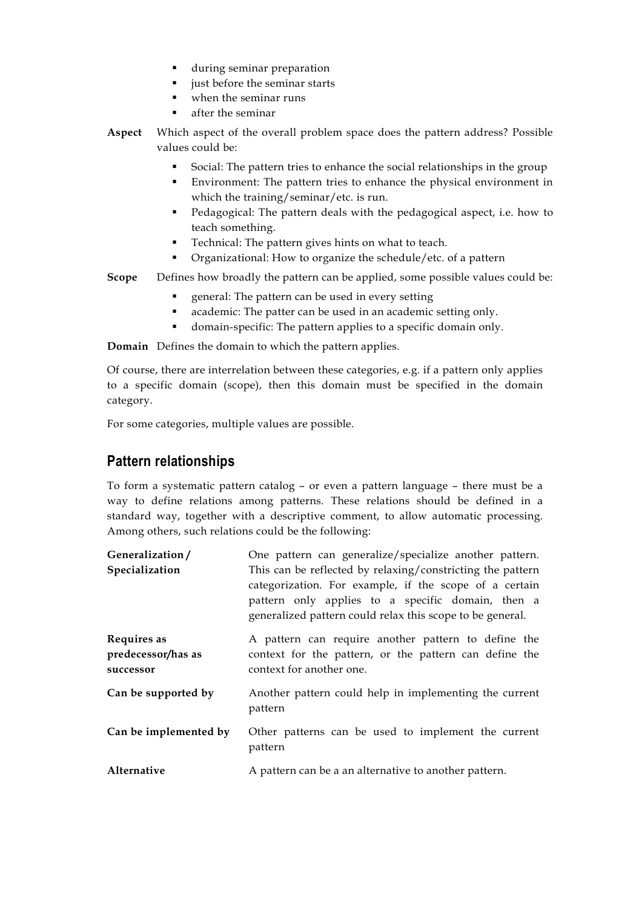- during seminar preparation
- just before the seminar starts
- when the seminar runs
- after the seminar

**Aspect** Which aspect of the overall problem space does the pattern address? Possible values could be:

- Social: The pattern tries to enhance the social relationships in the group
- Environment: The pattern tries to enhance the physical environment in which the training/seminar/etc. is run.
- Pedagogical: The pattern deals with the pedagogical aspect, i.e. how to teach something.
- Technical: The pattern gives hints on what to teach.
- Organizational: How to organize the schedule/etc. of a pattern

**Scope** Defines how broadly the pattern can be applied, some possible values could be:

- general: The pattern can be used in every setting
- academic: The patter can be used in an academic setting only.
- domain-specific: The pattern applies to a specific domain only.

**Domain** Defines the domain to which the pattern applies.

Of course, there are interrelation between these categories, e.g. if a pattern only applies to a specific domain (scope), then this domain must be specified in the domain category.

For some categories, multiple values are possible.

## Pattern relationships

To form a systematic pattern catalog – or even a pattern language – there must be a way to define relations among patterns. These relations should be defined in a standard way, together with a descriptive comment, to allow automatic processing. Among others, such relations could be the following:

| | |
|---|---|
| **Generalization / Specialization** | One pattern can generalize/specialize another pattern. This can be reflected by relaxing/constricting the pattern categorization. For example, if the scope of a certain pattern only applies to a specific domain, then a generalized pattern could relax this scope to be general. |
| **Requires as predecessor/has as successor** | A pattern can require another pattern to define the context for the pattern, or the pattern can define the context for another one. |
| **Can be supported by** | Another pattern could help in implementing the current pattern |
| **Can be implemented by** | Other patterns can be used to implement the current pattern |
| **Alternative** | A pattern can be a an alternative to another pattern. |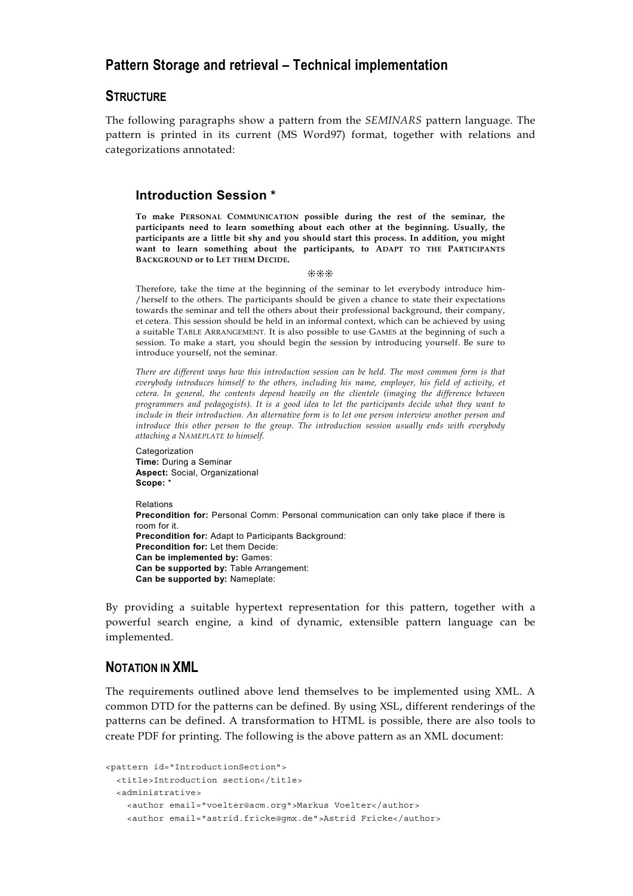## Pattern Storage and retrieval – Technical implementation

### STRUCTURE

The following paragraphs show a pattern from the *SEMINARS* pattern language. The pattern is printed in its current (MS Word97) format, together with relations and categorizations annotated:

#### Introduction Session *

**To make PERSONAL COMMUNICATION possible during the rest of the seminar, the participants need to learn something about each other at the beginning. Usually, the participants are a little bit shy and you should start this process. In addition, you might want to learn something about the participants, to ADAPT TO THE PARTICIPANTS BACKGROUND or to LET THEM DECIDE.**

❊❊❊

Therefore, take the time at the beginning of the seminar to let everybody introduce him-/herself to the others. The participants should be given a chance to state their expectations towards the seminar and tell the others about their professional background, their company, et cetera. This session should be held in an informal context, which can be achieved by using a suitable TABLE ARRANGEMENT. It is also possible to use GAMES at the beginning of such a session. To make a start, you should begin the session by introducing yourself. Be sure to introduce yourself, not the seminar.

*There are different ways how this introduction session can be held. The most common form is that everybody introduces himself to the others, including his name, employer, his field of activity, et cetera. In general, the contents depend heavily on the clientele (imaging the difference between programmers and pedagogists). It is a good idea to let the participants decide what they want to include in their introduction. An alternative form is to let one person interview another person and introduce this other person to the group. The introduction session usually ends with everybody attaching a NAMEPLATE to himself.*

Categorization
**Time:** During a Seminar
**Aspect:** Social, Organizational
**Scope:** *

Relations
**Precondition for:** Personal Comm: Personal communication can only take place if there is room for it.
**Precondition for:** Adapt to Participants Background:
**Precondition for:** Let them Decide:
**Can be implemented by:** Games:
**Can be supported by:** Table Arrangement:
**Can be supported by:** Nameplate:

By providing a suitable hypertext representation for this pattern, together with a powerful search engine, a kind of dynamic, extensible pattern language can be implemented.

### NOTATION IN XML

The requirements outlined above lend themselves to be implemented using XML. A common DTD for the patterns can be defined. By using XSL, different renderings of the patterns can be defined. A transformation to HTML is possible, there are also tools to create PDF for printing. The following is the above pattern as an XML document:

```
<pattern id="IntroductionSection">
  <title>Introduction section</title>
  <administrative>
    <author email="voelter@acm.org">Markus Voelter</author>
    <author email="astrid.fricke@gmx.de">Astrid Fricke</author>
```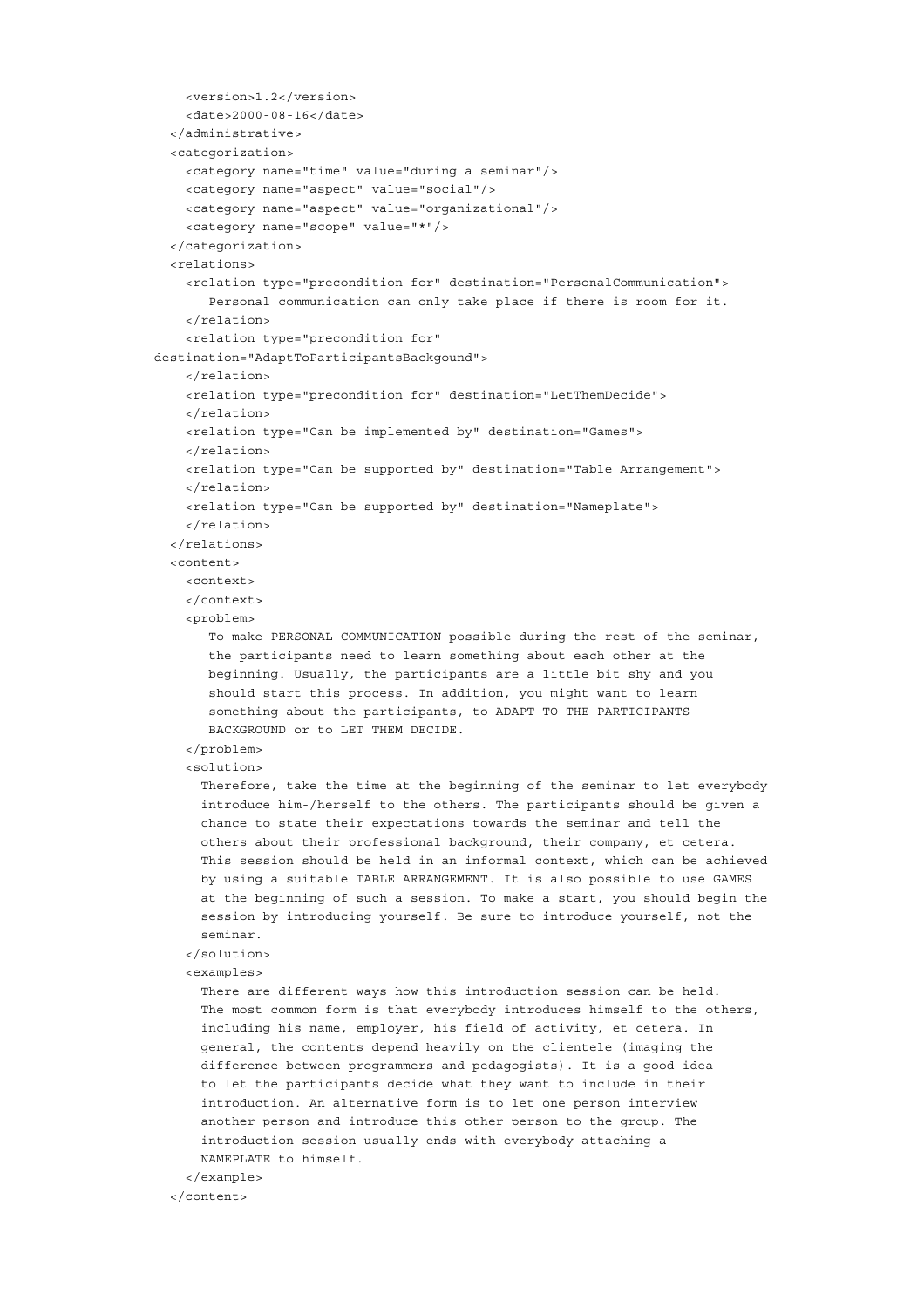```
      <version>1.2</version>
      <date>2000-08-16</date>
    </administrative>
    <categorization>
      <category name="time" value="during a seminar"/>
      <category name="aspect" value="social"/>
      <category name="aspect" value="organizational"/>
      <category name="scope" value="*"/>
    </categorization>
    <relations>
      <relation type="precondition for" destination="PersonalCommunication">
         Personal communication can only take place if there is room for it.
      </relation>
      <relation type="precondition for"
  destination="AdaptToParticipantsBackgound">
      </relation>
      <relation type="precondition for" destination="LetThemDecide">
      </relation>
      <relation type="Can be implemented by" destination="Games">
      </relation>
      <relation type="Can be supported by" destination="Table Arrangement">
      </relation>
      <relation type="Can be supported by" destination="Nameplate">
      </relation>
    </relations>
    <content>
      <context>
      </context>
      <problem>
         To make PERSONAL COMMUNICATION possible during the rest of the seminar,
         the participants need to learn something about each other at the
         beginning. Usually, the participants are a little bit shy and you
         should start this process. In addition, you might want to learn
         something about the participants, to ADAPT TO THE PARTICIPANTS
         BACKGROUND or to LET THEM DECIDE.
      </problem>
      <solution>
        Therefore, take the time at the beginning of the seminar to let everybody
        introduce him-/herself to the others. The participants should be given a
        chance to state their expectations towards the seminar and tell the
        others about their professional background, their company, et cetera.
        This session should be held in an informal context, which can be achieved
        by using a suitable TABLE ARRANGEMENT. It is also possible to use GAMES
        at the beginning of such a session. To make a start, you should begin the
        session by introducing yourself. Be sure to introduce yourself, not the
        seminar.
      </solution>
      <examples>
        There are different ways how this introduction session can be held.
        The most common form is that everybody introduces himself to the others,
        including his name, employer, his field of activity, et cetera. In
        general, the contents depend heavily on the clientele (imaging the
        difference between programmers and pedagogists). It is a good idea
        to let the participants decide what they want to include in their
        introduction. An alternative form is to let one person interview
        another person and introduce this other person to the group. The
        introduction session usually ends with everybody attaching a
        NAMEPLATE to himself.
      </example>
    </content>
```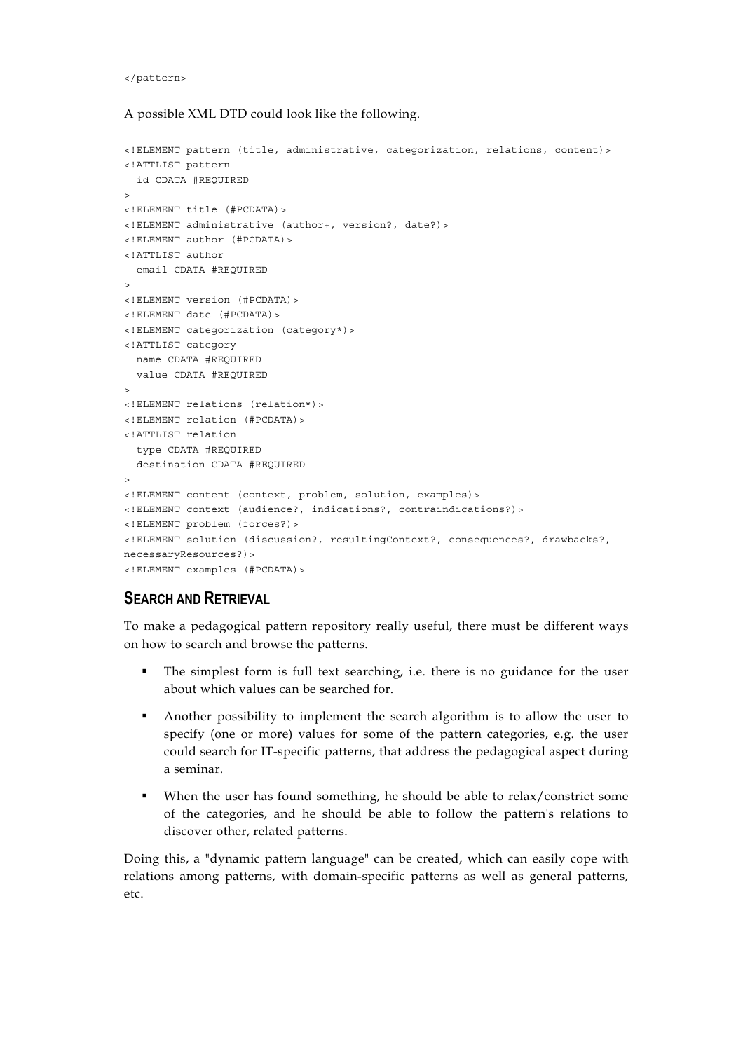```
</pattern>
```

A possible XML DTD could look like the following.

```
<!ELEMENT pattern (title, administrative, categorization, relations, content)>
<!ATTLIST pattern
  id CDATA #REQUIRED
>
<!ELEMENT title (#PCDATA)>
<!ELEMENT administrative (author+, version?, date?)>
<!ELEMENT author (#PCDATA)>
<!ATTLIST author
  email CDATA #REQUIRED
>
<!ELEMENT version (#PCDATA)>
<!ELEMENT date (#PCDATA)>
<!ELEMENT categorization (category*)>
<!ATTLIST category
  name CDATA #REQUIRED
  value CDATA #REQUIRED
>
<!ELEMENT relations (relation*)>
<!ELEMENT relation (#PCDATA)>
<!ATTLIST relation
  type CDATA #REQUIRED
  destination CDATA #REQUIRED
>
<!ELEMENT content (context, problem, solution, examples)>
<!ELEMENT context (audience?, indications?, contraindications?)>
<!ELEMENT problem (forces?)>
<!ELEMENT solution (discussion?, resultingContext?, consequences?, drawbacks?,
necessaryResources?)>
<!ELEMENT examples (#PCDATA)>
```

## SEARCH AND RETRIEVAL

To make a pedagogical pattern repository really useful, there must be different ways on how to search and browse the patterns.

- The simplest form is full text searching, i.e. there is no guidance for the user about which values can be searched for.
- Another possibility to implement the search algorithm is to allow the user to specify (one or more) values for some of the pattern categories, e.g. the user could search for IT-specific patterns, that address the pedagogical aspect during a seminar.
- When the user has found something, he should be able to relax/constrict some of the categories, and he should be able to follow the pattern's relations to discover other, related patterns.

Doing this, a "dynamic pattern language" can be created, which can easily cope with relations among patterns, with domain-specific patterns as well as general patterns, etc.